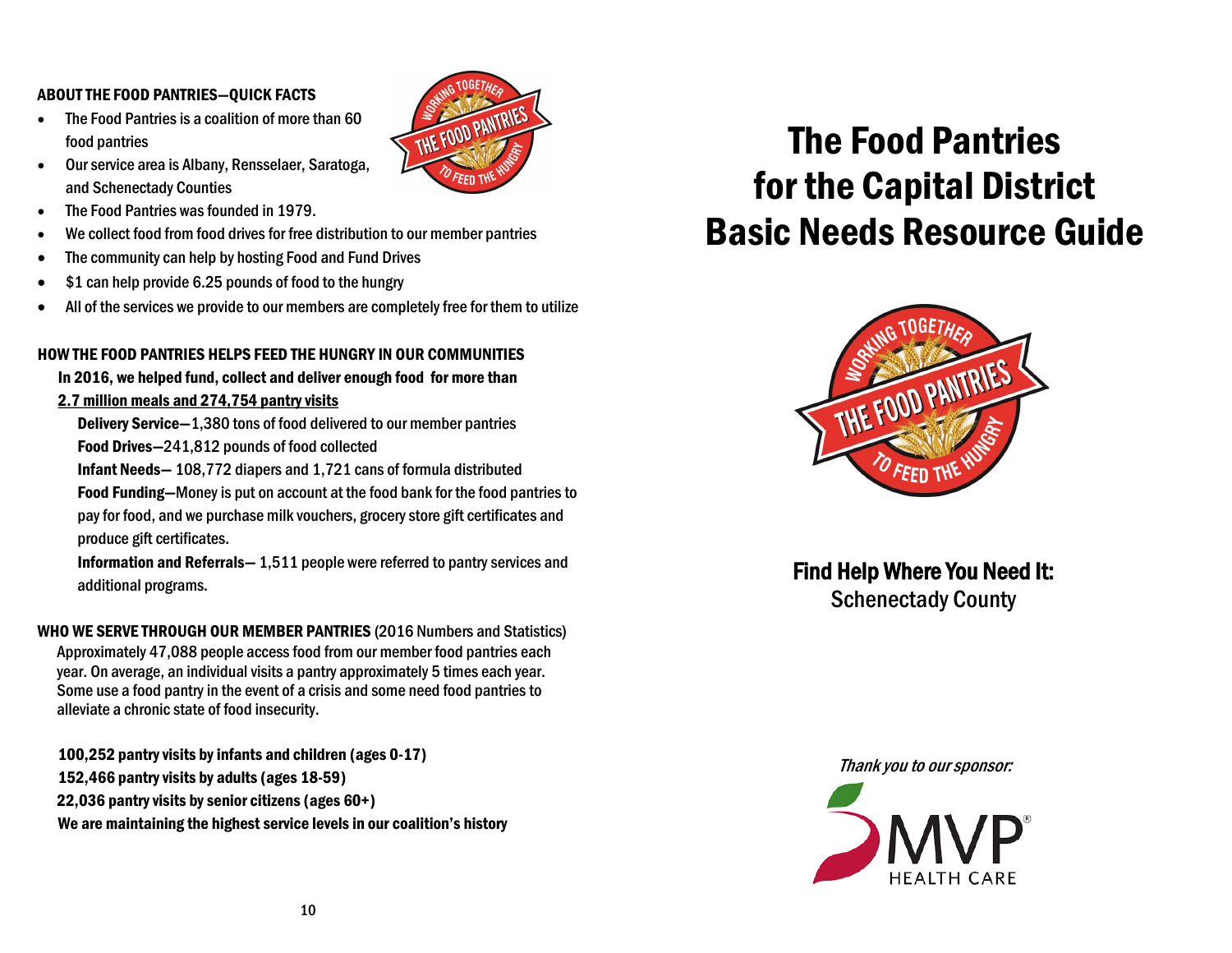## ABOUT THE FOOD PANTRIES—QUICK FACTS

- The Food Pantries is a coalition of more than 60 food pantries
- Our service area is Albany, Rensselaer, Saratoga, and Schenectady Counties
- The Food Pantries was founded in 1979.
- We collect food from food drives for free distribution to our member pantries
- The community can help by hosting Food and Fund Drives
- $1 can help provide 6.25 pounds of food to the hungry
- All of the services we provide to our members are completely free for them to utilize

## HOW THE FOOD PANTRIES HELPS FEED THE HUNGRY IN OUR COMMUNITIES

**In 2016, we helped fund, collect and deliver enough food for more than 2.7 million meals and 274,754 pantry visits**

**Delivery Service**—1,380 tons of food delivered to our member pantries

**Food Drives**—241,812 pounds of food collected

**Infant Needs**— 108,772 diapers and 1,721 cans of formula distributed

**Food Funding**—Money is put on account at the food bank for the food pantries to pay for food, and we purchase milk vouchers, grocery store gift certificates and produce gift certificates.

**Information and Referrals**— 1,511 people were referred to pantry services and additional programs.

**WHO WE SERVE THROUGH OUR MEMBER PANTRIES** (2016 Numbers and Statistics)

Approximately 47,088 people access food from our member food pantries each year. On average, an individual visits a pantry approximately 5 times each year. Some use a food pantry in the event of a crisis and some need food pantries to alleviate a chronic state of food insecurity.

**100,252 pantry visits by infants and children (ages 0-17)**

**152,466 pantry visits by adults (ages 18-59)**

**22,036 pantry visits by senior citizens (ages 60+)**

**We are maintaining the highest service levels in our coalition's history**

# The Food Pantries for the Capital District Basic Needs Resource Guide

## Find Help Where You Need It:

Schenectady County

*Thank you to our sponsor:*

MVP HEALTH CARE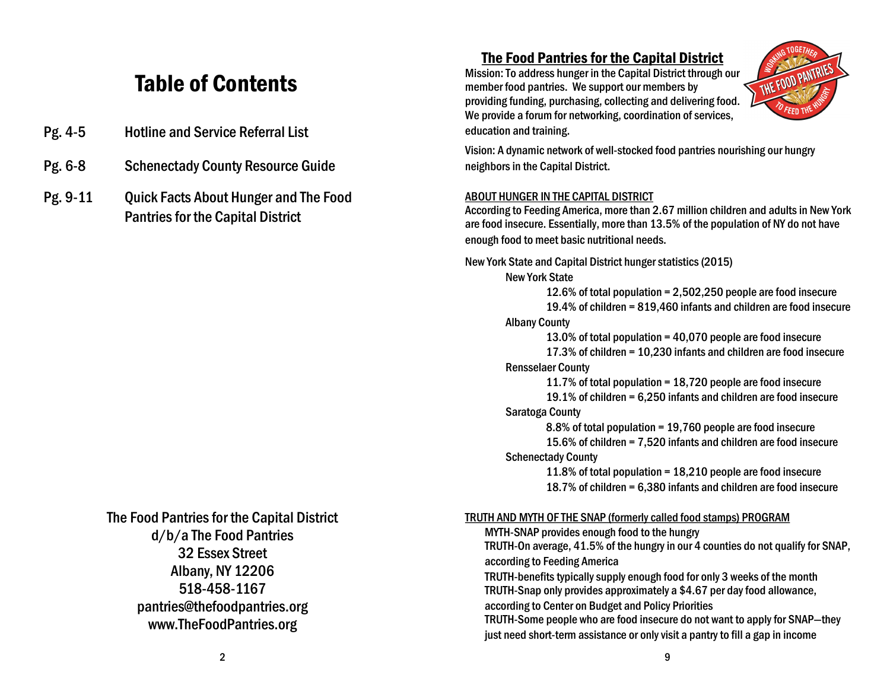# Table of Contents

| | |
|---|---|
| Pg. 4-5 | Hotline and Service Referral List |
| Pg. 6-8 | Schenectady County Resource Guide |
| Pg. 9-11 | Quick Facts About Hunger and The Food Pantries for the Capital District |

The Food Pantries for the Capital District
d/b/a The Food Pantries
32 Essex Street
Albany, NY 12206
518-458-1167
pantries@thefoodpantries.org
www.TheFoodPantries.org

## The Food Pantries for the Capital District

Mission: To address hunger in the Capital District through our member food pantries. We support our members by providing funding, purchasing, collecting and delivering food. We provide a forum for networking, coordination of services, education and training.

Vision: A dynamic network of well-stocked food pantries nourishing our hungry neighbors in the Capital District.

### ABOUT HUNGER IN THE CAPITAL DISTRICT

According to Feeding America, more than 2.67 million children and adults in New York are food insecure. Essentially, more than 13.5% of the population of NY do not have enough food to meet basic nutritional needs.

New York State and Capital District hunger statistics (2015)

- New York State
  - 12.6% of total population = 2,502,250 people are food insecure
  - 19.4% of children = 819,460 infants and children are food insecure
- Albany County
  - 13.0% of total population = 40,070 people are food insecure
  - 17.3% of children = 10,230 infants and children are food insecure
- Rensselaer County
  - 11.7% of total population = 18,720 people are food insecure
  - 19.1% of children = 6,250 infants and children are food insecure
- Saratoga County
  - 8.8% of total population = 19,760 people are food insecure
  - 15.6% of children = 7,520 infants and children are food insecure
- Schenectady County
  - 11.8% of total population = 18,210 people are food insecure
  - 18.7% of children = 6,380 infants and children are food insecure

### TRUTH AND MYTH OF THE SNAP (formerly called food stamps) PROGRAM

MYTH-SNAP provides enough food to the hungry

TRUTH-On average, 41.5% of the hungry in our 4 counties do not qualify for SNAP, according to Feeding America

TRUTH-benefits typically supply enough food for only 3 weeks of the month

TRUTH-Snap only provides approximately a $4.67 per day food allowance, according to Center on Budget and Policy Priorities

TRUTH-Some people who are food insecure do not want to apply for SNAP—they just need short-term assistance or only visit a pantry to fill a gap in income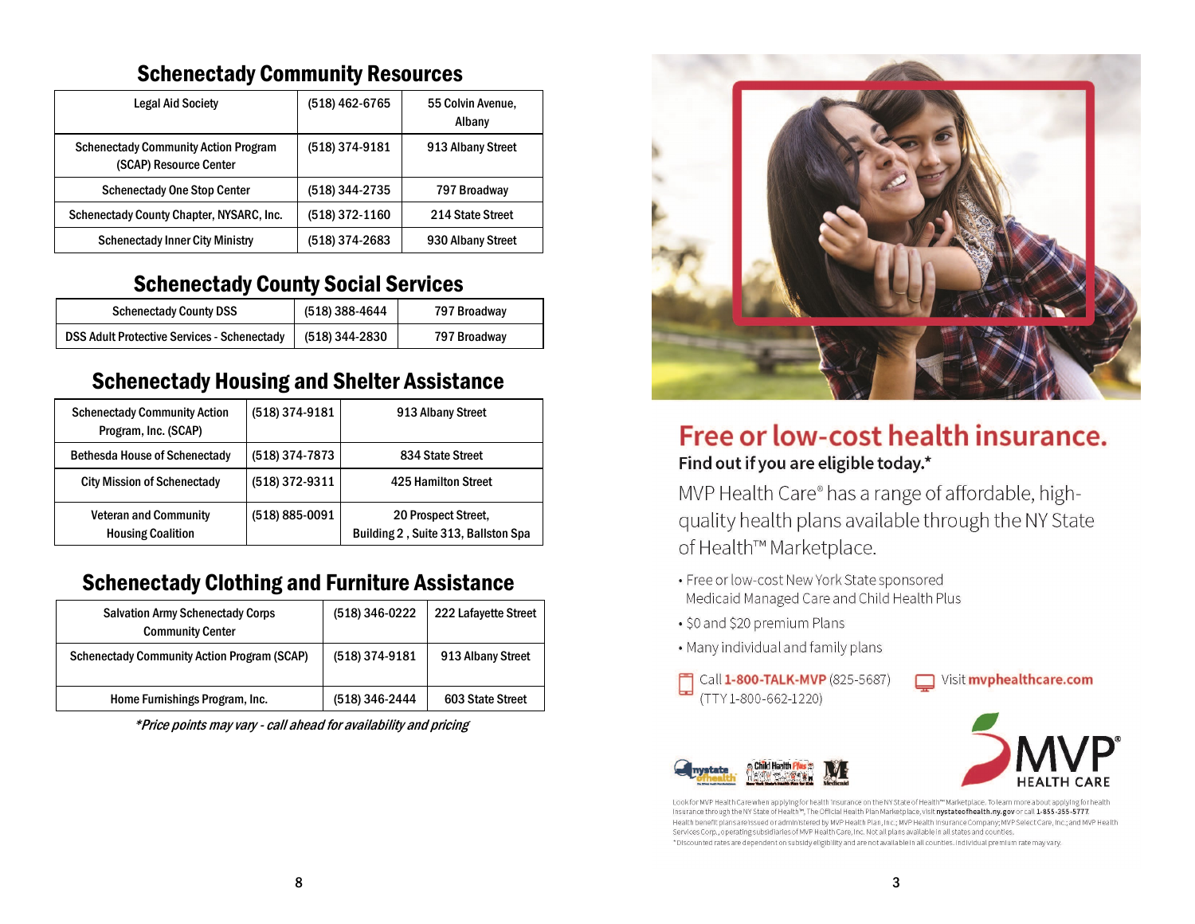## Schenectady Community Resources

| | | |
|---|---|---|
| Legal Aid Society | (518) 462-6765 | 55 Colvin Avenue, Albany |
| Schenectady Community Action Program (SCAP) Resource Center | (518) 374-9181 | 913 Albany Street |
| Schenectady One Stop Center | (518) 344-2735 | 797 Broadway |
| Schenectady County Chapter, NYSARC, Inc. | (518) 372-1160 | 214 State Street |
| Schenectady Inner City Ministry | (518) 374-2683 | 930 Albany Street |

## Schenectady County Social Services

| | | |
|---|---|---|
| Schenectady County DSS | (518) 388-4644 | 797 Broadway |
| DSS Adult Protective Services - Schenectady | (518) 344-2830 | 797 Broadway |

## Schenectady Housing and Shelter Assistance

| | | |
|---|---|---|
| Schenectady Community Action Program, Inc. (SCAP) | (518) 374-9181 | 913 Albany Street |
| Bethesda House of Schenectady | (518) 374-7873 | 834 State Street |
| City Mission of Schenectady | (518) 372-9311 | 425 Hamilton Street |
| Veteran and Community Housing Coalition | (518) 885-0091 | 20 Prospect Street, Building 2 , Suite 313, Ballston Spa |

## Schenectady Clothing and Furniture Assistance

| | | |
|---|---|---|
| Salvation Army Schenectady Corps Community Center | (518) 346-0222 | 222 Lafayette Street |
| Schenectady Community Action Program (SCAP) | (518) 374-9181 | 913 Albany Street |
| Home Furnishings Program, Inc. | (518) 346-2444 | 603 State Street |

*\*Price points may vary - call ahead for availability and pricing*

# Free or low-cost health insurance.

**Find out if you are eligible today.\***

MVP Health Care® has a range of affordable, high-quality health plans available through the NY State of Health™ Marketplace.

- Free or low-cost New York State sponsored Medicaid Managed Care and Child Health Plus
- $0 and $20 premium Plans
- Many individual and family plans

Call **1-800-TALK-MVP** (825-5687) (TTY 1-800-662-1220)

Visit **mvphealthcare.com**

MVP HEALTH CARE

Look for MVP Health Care when applying for health insurance on the NY State of Health™ Marketplace. To learn more about applying for health insurance through the NY State of Health™, The Official Health Plan Marketplace, visit **nystateofhealth.ny.gov** or call 1-855-355-5777. Health benefit plans are issued or administered by MVP Health Plan, Inc.; MVP Health Insurance Company; MVP Select Care, Inc.; and MVP Health Services Corp., operating subsidiaries of MVP Health Care, Inc. Not all plans available in all states and counties.
\*Discounted rates are dependent on subsidy eligibility and are not available in all counties. Individual premium rate may vary.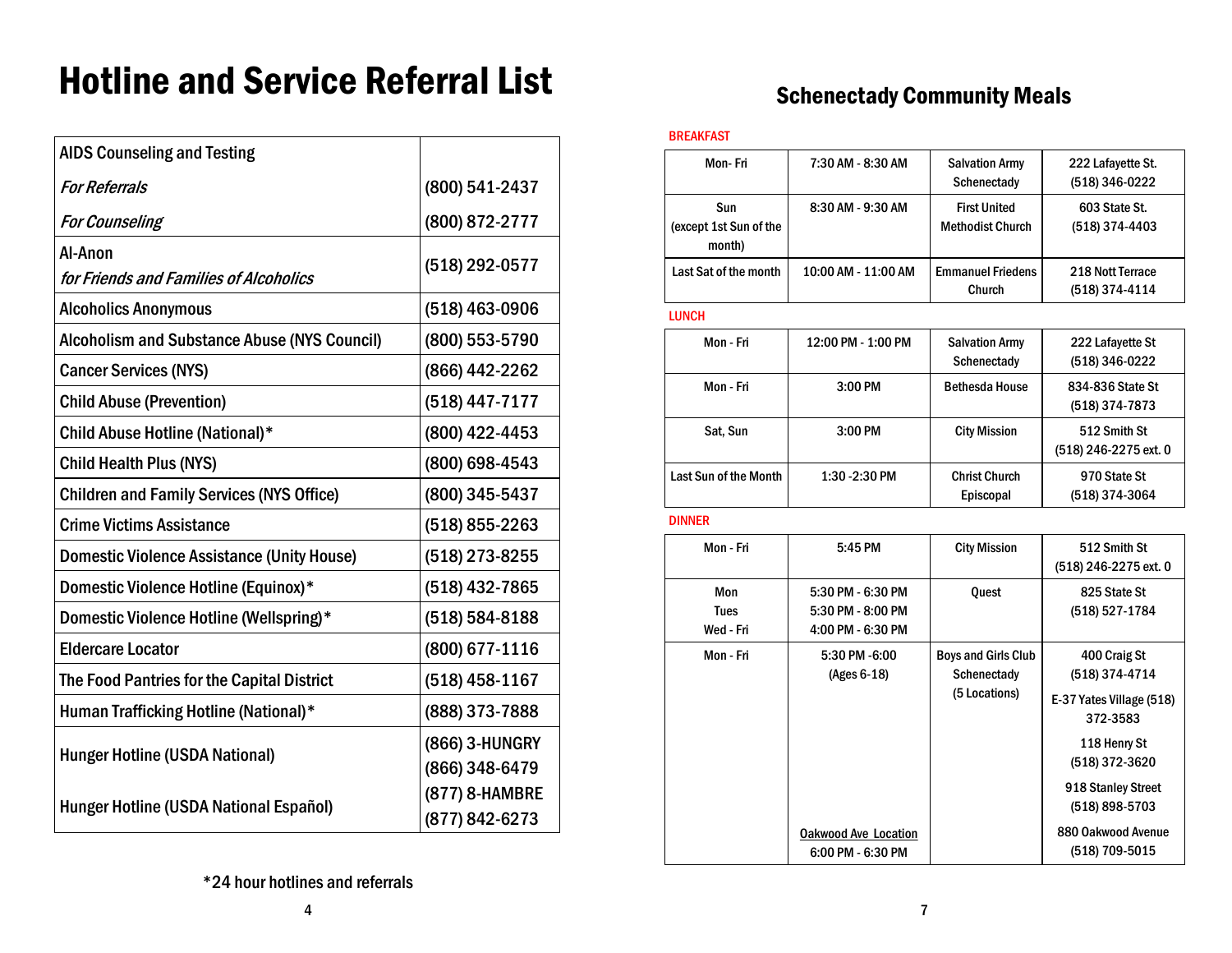# Hotline and Service Referral List

| Service | Phone |
|---|---|
| AIDS Counseling and Testing | |
| *For Referrals* | (800) 541-2437 |
| *For Counseling* | (800) 872-2777 |
| Al-Anon *for Friends and Families of Alcoholics* | (518) 292-0577 |
| Alcoholics Anonymous | (518) 463-0906 |
| Alcoholism and Substance Abuse (NYS Council) | (800) 553-5790 |
| Cancer Services (NYS) | (866) 442-2262 |
| Child Abuse (Prevention) | (518) 447-7177 |
| Child Abuse Hotline (National)* | (800) 422-4453 |
| Child Health Plus (NYS) | (800) 698-4543 |
| Children and Family Services (NYS Office) | (800) 345-5437 |
| Crime Victims Assistance | (518) 855-2263 |
| Domestic Violence Assistance (Unity House) | (518) 273-8255 |
| Domestic Violence Hotline (Equinox)* | (518) 432-7865 |
| Domestic Violence Hotline (Wellspring)* | (518) 584-8188 |
| Eldercare Locator | (800) 677-1116 |
| The Food Pantries for the Capital District | (518) 458-1167 |
| Human Trafficking Hotline (National)* | (888) 373-7888 |
| Hunger Hotline (USDA National) | (866) 3-HUNGRY (866) 348-6479 |
| Hunger Hotline (USDA National Español) | (877) 8-HAMBRE (877) 842-6273 |

*24 hour hotlines and referrals

## Schenectady Community Meals

BREAKFAST

| Day | Time | Location | Address / Phone |
|---|---|---|---|
| Mon- Fri | 7:30 AM - 8:30 AM | Salvation Army Schenectady | 222 Lafayette St. (518) 346-0222 |
| Sun (except 1st Sun of the month) | 8:30 AM - 9:30 AM | First United Methodist Church | 603 State St. (518) 374-4403 |
| Last Sat of the month | 10:00 AM - 11:00 AM | Emmanuel Friedens Church | 218 Nott Terrace (518) 374-4114 |

LUNCH

| Day | Time | Location | Address / Phone |
|---|---|---|---|
| Mon - Fri | 12:00 PM - 1:00 PM | Salvation Army Schenectady | 222 Lafayette St (518) 346-0222 |
| Mon - Fri | 3:00 PM | Bethesda House | 834-836 State St (518) 374-7873 |
| Sat, Sun | 3:00 PM | City Mission | 512 Smith St (518) 246-2275 ext. 0 |
| Last Sun of the Month | 1:30 -2:30 PM | Christ Church Episcopal | 970 State St (518) 374-3064 |

DINNER

| Day | Time | Location | Address / Phone |
|---|---|---|---|
| Mon - Fri | 5:45 PM | City Mission | 512 Smith St (518) 246-2275 ext. 0 |
| Mon<br>Tues<br>Wed - Fri | 5:30 PM - 6:30 PM<br>5:30 PM - 8:00 PM<br>4:00 PM - 6:30 PM | Quest | 825 State St (518) 527-1784 |
| Mon - Fri | 5:30 PM -6:00 (Ages 6-18)<br><br>Oakwood Ave Location 6:00 PM - 6:30 PM | Boys and Girls Club Schenectady (5 Locations) | 400 Craig St (518) 374-4714<br>E-37 Yates Village (518) 372-3583<br>118 Henry St (518) 372-3620<br>918 Stanley Street (518) 898-5703<br>880 Oakwood Avenue (518) 709-5015 |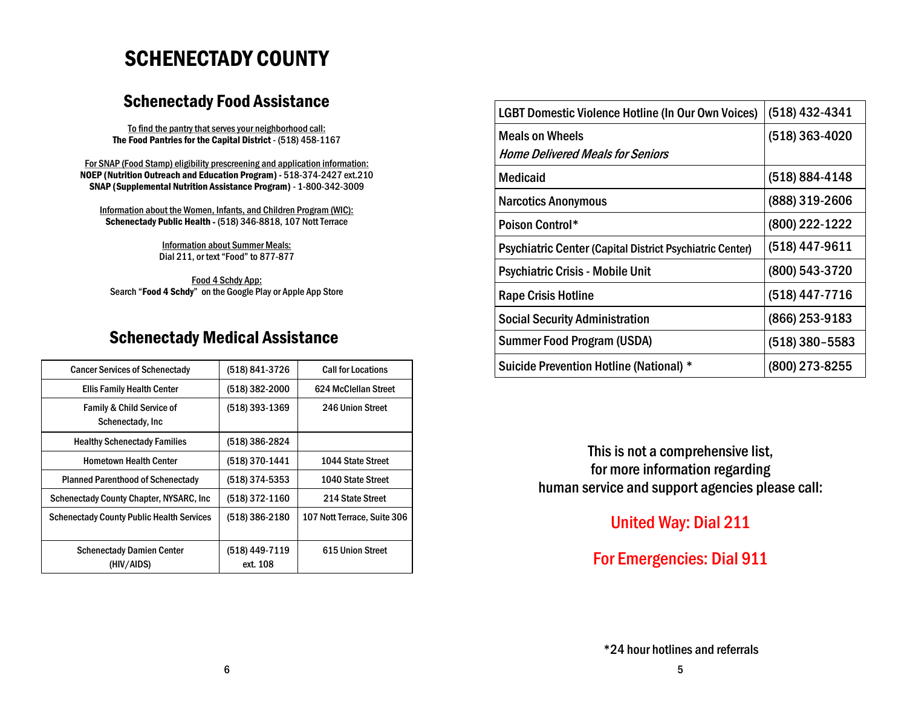# SCHENECTADY COUNTY

## Schenectady Food Assistance

To find the pantry that serves your neighborhood call:
**The Food Pantries for the Capital District** - (518) 458-1167

For SNAP (Food Stamp) eligibility prescreening and application information:
**NOEP (Nutrition Outreach and Education Program)** - 518-374-2427 ext.210
**SNAP (Supplemental Nutrition Assistance Program)** - 1-800-342-3009

Information about the Women, Infants, and Children Program (WIC):
**Schenectady Public Health** - (518) 346-8818, 107 Nott Terrace

Information about Summer Meals:
Dial 211, or text "Food" to 877-877

Food 4 Schdy App:
Search "**Food 4 Schdy**" on the Google Play or Apple App Store

## Schenectady Medical Assistance

| | | |
|---|---|---|
| Cancer Services of Schenectady | (518) 841-3726 | Call for Locations |
| Ellis Family Health Center | (518) 382-2000 | 624 McClellan Street |
| Family & Child Service of Schenectady, Inc | (518) 393-1369 | 246 Union Street |
| Healthy Schenectady Families | (518) 386-2824 | |
| Hometown Health Center | (518) 370-1441 | 1044 State Street |
| Planned Parenthood of Schenectady | (518) 374-5353 | 1040 State Street |
| Schenectady County Chapter, NYSARC, Inc | (518) 372-1160 | 214 State Street |
| Schenectady County Public Health Services | (518) 386-2180 | 107 Nott Terrace, Suite 306 |
| Schenectady Damien Center (HIV/AIDS) | (518) 449-7119 ext. 108 | 615 Union Street |

| | |
|---|---|
| LGBT Domestic Violence Hotline (In Our Own Voices) | (518) 432-4341 |
| Meals on Wheels *Home Delivered Meals for Seniors* | (518) 363-4020 |
| Medicaid | (518) 884-4148 |
| Narcotics Anonymous | (888) 319-2606 |
| Poison Control* | (800) 222-1222 |
| Psychiatric Center (Capital District Psychiatric Center) | (518) 447-9611 |
| Psychiatric Crisis - Mobile Unit | (800) 543-3720 |
| Rape Crisis Hotline | (518) 447-7716 |
| Social Security Administration | (866) 253-9183 |
| Summer Food Program (USDA) | (518) 380–5583 |
| Suicide Prevention Hotline (National) * | (800) 273-8255 |

This is not a comprehensive list,
for more information regarding
human service and support agencies please call:

United Way: Dial 211

For Emergencies: Dial 911

*24 hour hotlines and referrals